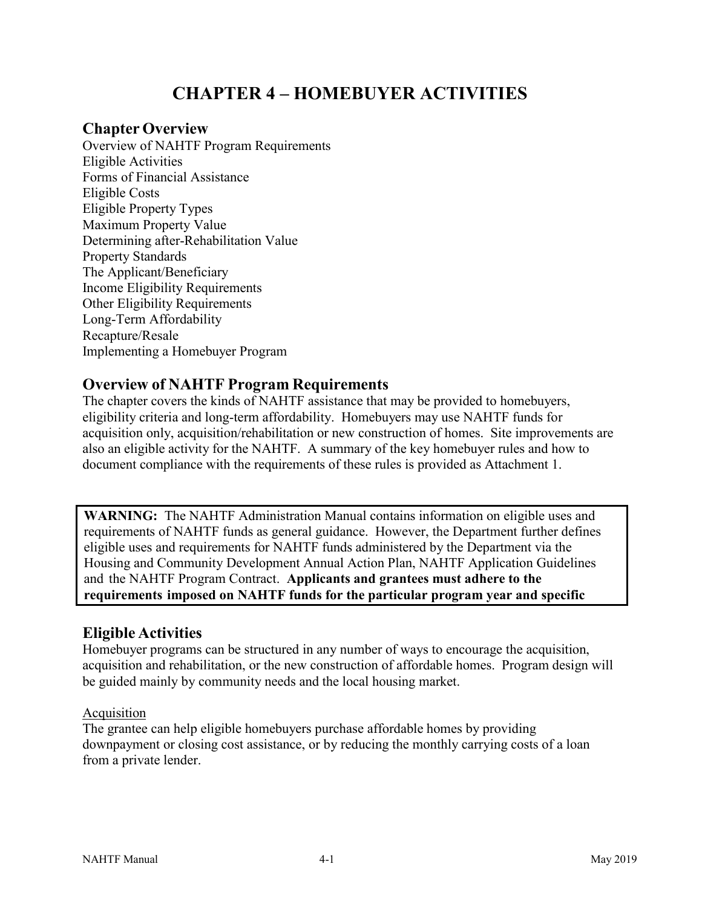# CHAPTER 4 – HOMEBUYER ACTIVITIES

## Chapter Overview

Overview of NAHTF Program Requirements
Eligible Activities
Forms of Financial Assistance
Eligible Costs
Eligible Property Types
Maximum Property Value
Determining after-Rehabilitation Value
Property Standards
The Applicant/Beneficiary
Income Eligibility Requirements
Other Eligibility Requirements
Long-Term Affordability
Recapture/Resale
Implementing a Homebuyer Program

## Overview of NAHTF Program Requirements

The chapter covers the kinds of NAHTF assistance that may be provided to homebuyers, eligibility criteria and long-term affordability. Homebuyers may use NAHTF funds for acquisition only, acquisition/rehabilitation or new construction of homes. Site improvements are also an eligible activity for the NAHTF. A summary of the key homebuyer rules and how to document compliance with the requirements of these rules is provided as Attachment 1.

> **WARNING:** The NAHTF Administration Manual contains information on eligible uses and requirements of NAHTF funds as general guidance. However, the Department further defines eligible uses and requirements for NAHTF funds administered by the Department via the Housing and Community Development Annual Action Plan, NAHTF Application Guidelines and the NAHTF Program Contract. **Applicants and grantees must adhere to the requirements imposed on NAHTF funds for the particular program year and specific**

## Eligible Activities

Homebuyer programs can be structured in any number of ways to encourage the acquisition, acquisition and rehabilitation, or the new construction of affordable homes. Program design will be guided mainly by community needs and the local housing market.

<u>Acquisition</u>

The grantee can help eligible homebuyers purchase affordable homes by providing downpayment or closing cost assistance, or by reducing the monthly carrying costs of a loan from a private lender.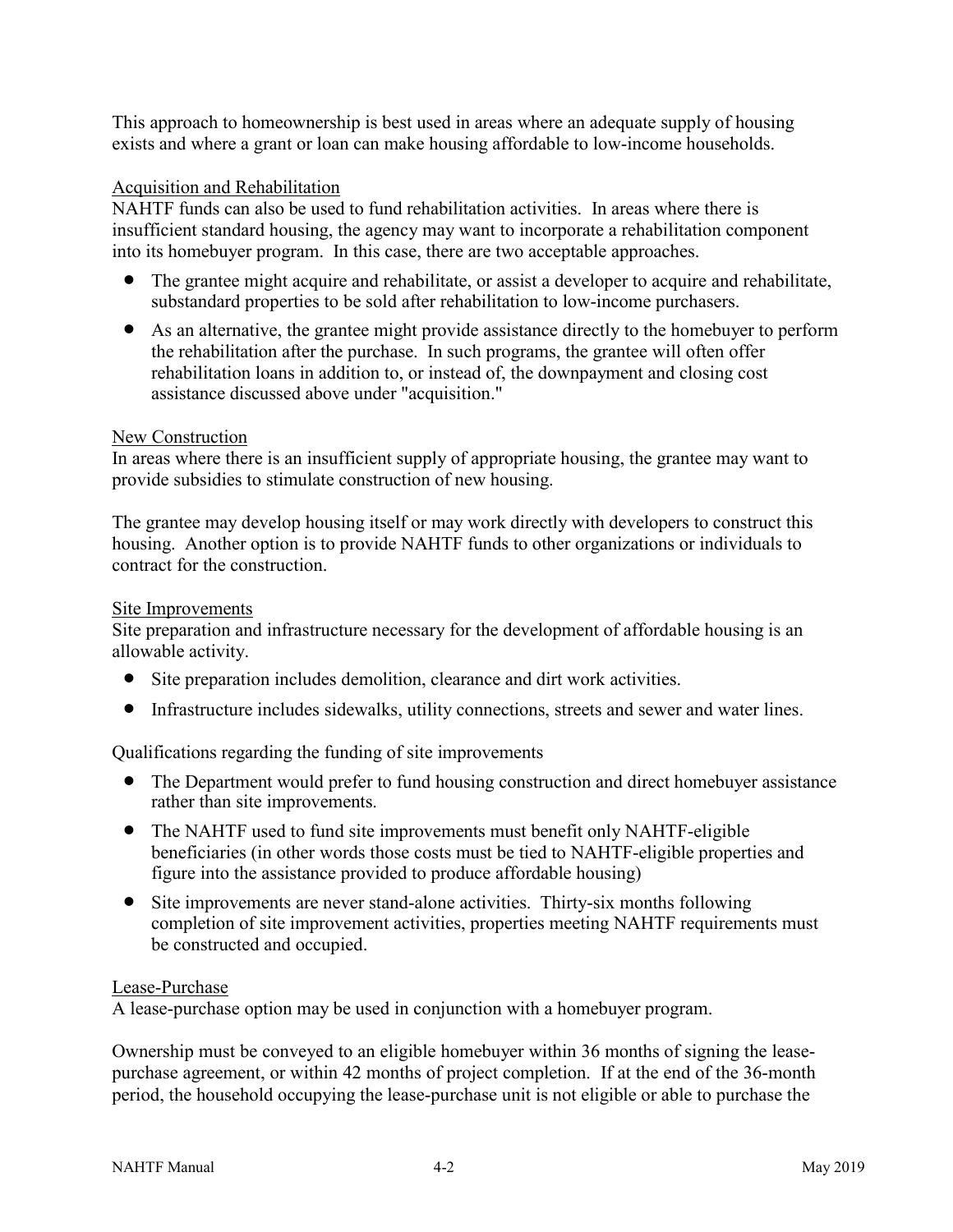This approach to homeownership is best used in areas where an adequate supply of housing exists and where a grant or loan can make housing affordable to low-income households.

Acquisition and Rehabilitation

NAHTF funds can also be used to fund rehabilitation activities. In areas where there is insufficient standard housing, the agency may want to incorporate a rehabilitation component into its homebuyer program. In this case, there are two acceptable approaches.

- The grantee might acquire and rehabilitate, or assist a developer to acquire and rehabilitate, substandard properties to be sold after rehabilitation to low-income purchasers.
- As an alternative, the grantee might provide assistance directly to the homebuyer to perform the rehabilitation after the purchase. In such programs, the grantee will often offer rehabilitation loans in addition to, or instead of, the downpayment and closing cost assistance discussed above under "acquisition."

New Construction

In areas where there is an insufficient supply of appropriate housing, the grantee may want to provide subsidies to stimulate construction of new housing.

The grantee may develop housing itself or may work directly with developers to construct this housing. Another option is to provide NAHTF funds to other organizations or individuals to contract for the construction.

Site Improvements

Site preparation and infrastructure necessary for the development of affordable housing is an allowable activity.

- Site preparation includes demolition, clearance and dirt work activities.
- Infrastructure includes sidewalks, utility connections, streets and sewer and water lines.

Qualifications regarding the funding of site improvements

- The Department would prefer to fund housing construction and direct homebuyer assistance rather than site improvements.
- The NAHTF used to fund site improvements must benefit only NAHTF-eligible beneficiaries (in other words those costs must be tied to NAHTF-eligible properties and figure into the assistance provided to produce affordable housing)
- Site improvements are never stand-alone activities. Thirty-six months following completion of site improvement activities, properties meeting NAHTF requirements must be constructed and occupied.

Lease-Purchase

A lease-purchase option may be used in conjunction with a homebuyer program.

Ownership must be conveyed to an eligible homebuyer within 36 months of signing the lease-purchase agreement, or within 42 months of project completion. If at the end of the 36-month period, the household occupying the lease-purchase unit is not eligible or able to purchase the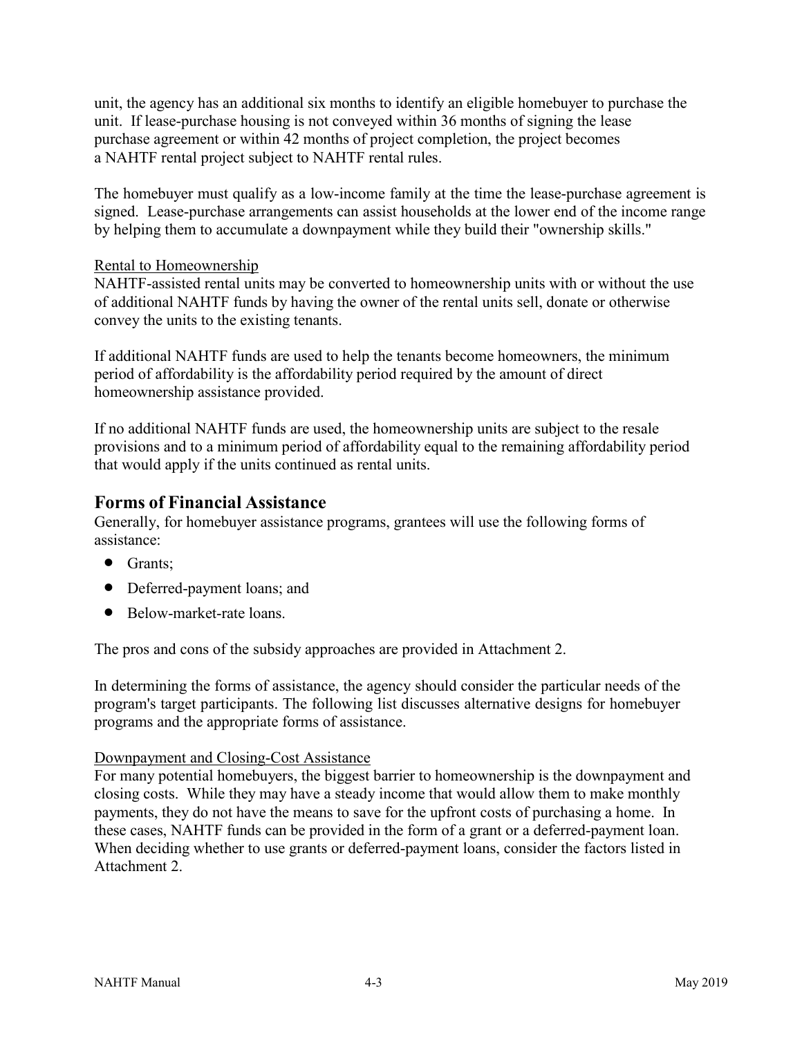unit, the agency has an additional six months to identify an eligible homebuyer to purchase the unit. If lease-purchase housing is not conveyed within 36 months of signing the lease purchase agreement or within 42 months of project completion, the project becomes a NAHTF rental project subject to NAHTF rental rules.

The homebuyer must qualify as a low-income family at the time the lease-purchase agreement is signed. Lease-purchase arrangements can assist households at the lower end of the income range by helping them to accumulate a downpayment while they build their "ownership skills."

<u>Rental to Homeownership</u>
NAHTF-assisted rental units may be converted to homeownership units with or without the use of additional NAHTF funds by having the owner of the rental units sell, donate or otherwise convey the units to the existing tenants.

If additional NAHTF funds are used to help the tenants become homeowners, the minimum period of affordability is the affordability period required by the amount of direct homeownership assistance provided.

If no additional NAHTF funds are used, the homeownership units are subject to the resale provisions and to a minimum period of affordability equal to the remaining affordability period that would apply if the units continued as rental units.

## Forms of Financial Assistance

Generally, for homebuyer assistance programs, grantees will use the following forms of assistance:

- Grants;
- Deferred-payment loans; and
- Below-market-rate loans.

The pros and cons of the subsidy approaches are provided in Attachment 2.

In determining the forms of assistance, the agency should consider the particular needs of the program's target participants. The following list discusses alternative designs for homebuyer programs and the appropriate forms of assistance.

<u>Downpayment and Closing-Cost Assistance</u>
For many potential homebuyers, the biggest barrier to homeownership is the downpayment and closing costs. While they may have a steady income that would allow them to make monthly payments, they do not have the means to save for the upfront costs of purchasing a home. In these cases, NAHTF funds can be provided in the form of a grant or a deferred-payment loan. When deciding whether to use grants or deferred-payment loans, consider the factors listed in Attachment 2.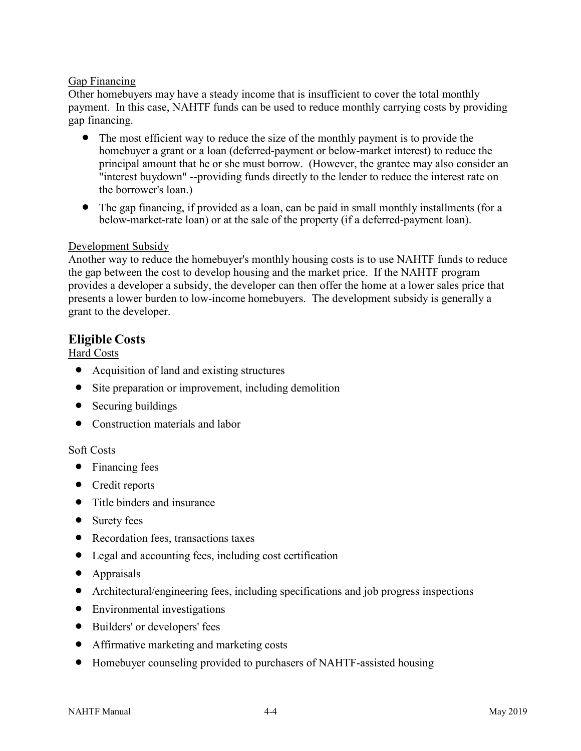Gap Financing

Other homebuyers may have a steady income that is insufficient to cover the total monthly payment. In this case, NAHTF funds can be used to reduce monthly carrying costs by providing gap financing.

- The most efficient way to reduce the size of the monthly payment is to provide the homebuyer a grant or a loan (deferred-payment or below-market interest) to reduce the principal amount that he or she must borrow. (However, the grantee may also consider an "interest buydown" --providing funds directly to the lender to reduce the interest rate on the borrower's loan.)
- The gap financing, if provided as a loan, can be paid in small monthly installments (for a below-market-rate loan) or at the sale of the property (if a deferred-payment loan).

Development Subsidy

Another way to reduce the homebuyer's monthly housing costs is to use NAHTF funds to reduce the gap between the cost to develop housing and the market price. If the NAHTF program provides a developer a subsidy, the developer can then offer the home at a lower sales price that presents a lower burden to low-income homebuyers. The development subsidy is generally a grant to the developer.

## Eligible Costs

Hard Costs

- Acquisition of land and existing structures
- Site preparation or improvement, including demolition
- Securing buildings
- Construction materials and labor

Soft Costs

- Financing fees
- Credit reports
- Title binders and insurance
- Surety fees
- Recordation fees, transactions taxes
- Legal and accounting fees, including cost certification
- Appraisals
- Architectural/engineering fees, including specifications and job progress inspections
- Environmental investigations
- Builders' or developers' fees
- Affirmative marketing and marketing costs
- Homebuyer counseling provided to purchasers of NAHTF-assisted housing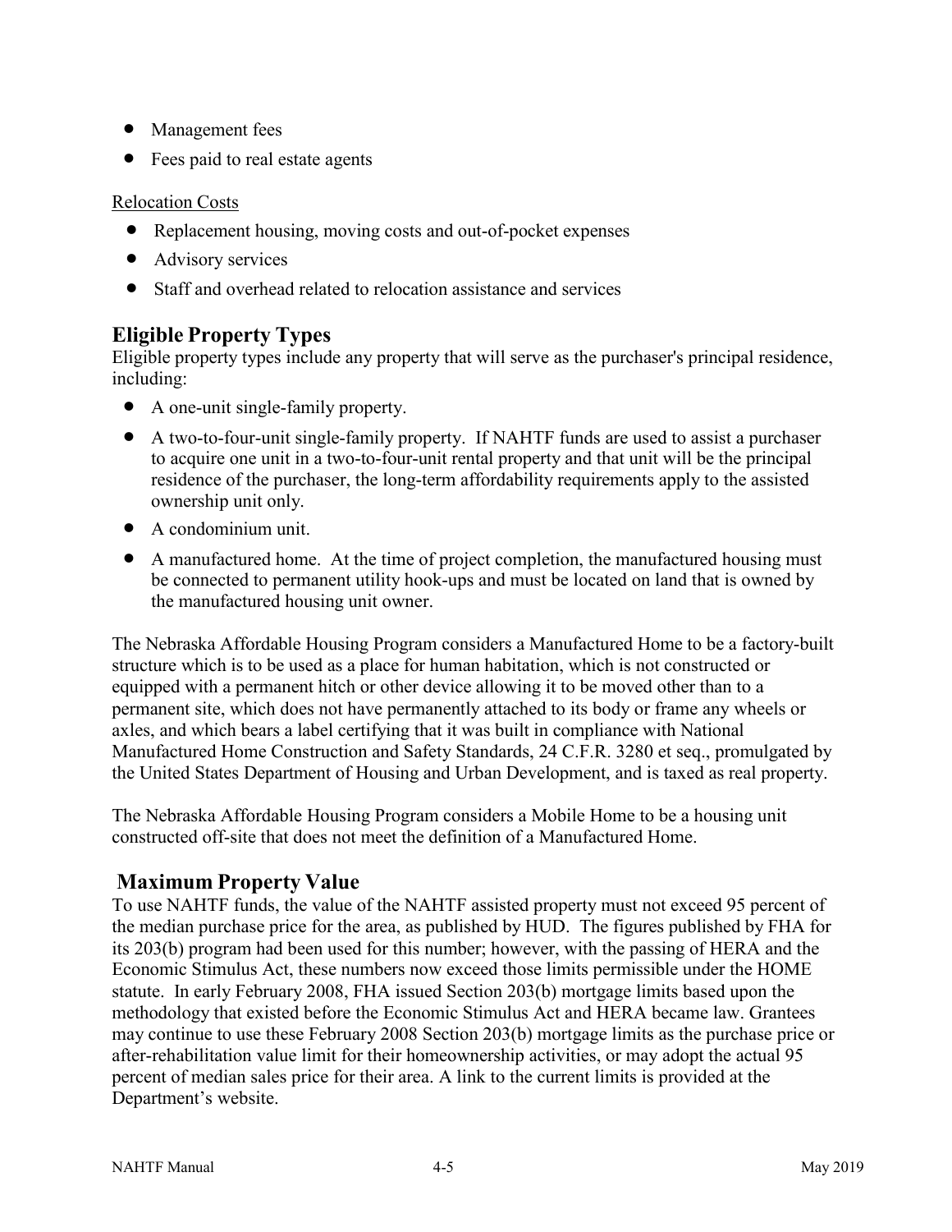- Management fees
- Fees paid to real estate agents

Relocation Costs

- Replacement housing, moving costs and out-of-pocket expenses
- Advisory services
- Staff and overhead related to relocation assistance and services

## Eligible Property Types

Eligible property types include any property that will serve as the purchaser's principal residence, including:

- A one-unit single-family property.
- A two-to-four-unit single-family property. If NAHTF funds are used to assist a purchaser to acquire one unit in a two-to-four-unit rental property and that unit will be the principal residence of the purchaser, the long-term affordability requirements apply to the assisted ownership unit only.
- A condominium unit.
- A manufactured home. At the time of project completion, the manufactured housing must be connected to permanent utility hook-ups and must be located on land that is owned by the manufactured housing unit owner.

The Nebraska Affordable Housing Program considers a Manufactured Home to be a factory-built structure which is to be used as a place for human habitation, which is not constructed or equipped with a permanent hitch or other device allowing it to be moved other than to a permanent site, which does not have permanently attached to its body or frame any wheels or axles, and which bears a label certifying that it was built in compliance with National Manufactured Home Construction and Safety Standards, 24 C.F.R. 3280 et seq., promulgated by the United States Department of Housing and Urban Development, and is taxed as real property.

The Nebraska Affordable Housing Program considers a Mobile Home to be a housing unit constructed off-site that does not meet the definition of a Manufactured Home.

## Maximum Property Value

To use NAHTF funds, the value of the NAHTF assisted property must not exceed 95 percent of the median purchase price for the area, as published by HUD. The figures published by FHA for its 203(b) program had been used for this number; however, with the passing of HERA and the Economic Stimulus Act, these numbers now exceed those limits permissible under the HOME statute. In early February 2008, FHA issued Section 203(b) mortgage limits based upon the methodology that existed before the Economic Stimulus Act and HERA became law. Grantees may continue to use these February 2008 Section 203(b) mortgage limits as the purchase price or after-rehabilitation value limit for their homeownership activities, or may adopt the actual 95 percent of median sales price for their area. A link to the current limits is provided at the Department's website.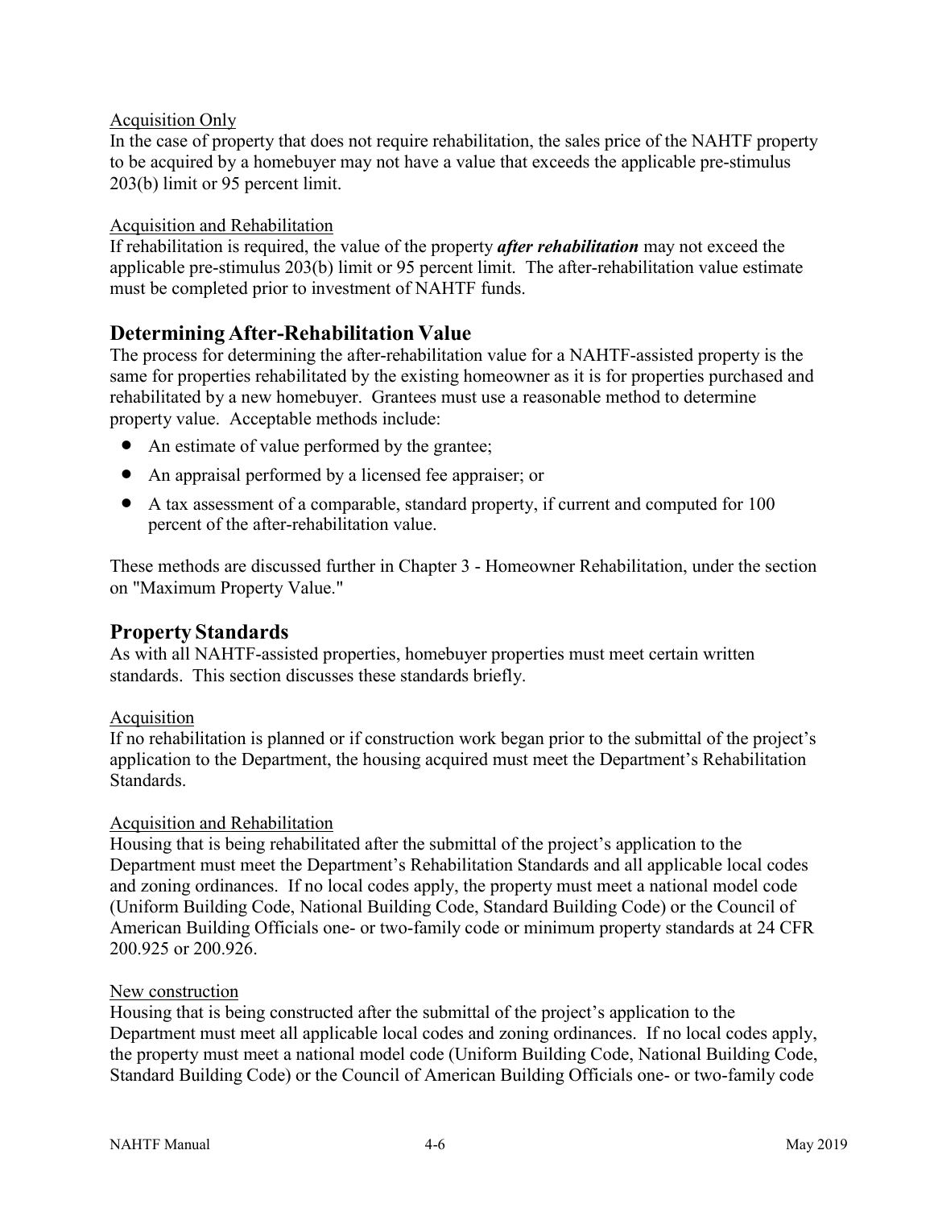Acquisition Only

In the case of property that does not require rehabilitation, the sales price of the NAHTF property to be acquired by a homebuyer may not have a value that exceeds the applicable pre-stimulus 203(b) limit or 95 percent limit.

Acquisition and Rehabilitation

If rehabilitation is required, the value of the property ***after rehabilitation*** may not exceed the applicable pre-stimulus 203(b) limit or 95 percent limit. The after-rehabilitation value estimate must be completed prior to investment of NAHTF funds.

## Determining After-Rehabilitation Value

The process for determining the after-rehabilitation value for a NAHTF-assisted property is the same for properties rehabilitated by the existing homeowner as it is for properties purchased and rehabilitated by a new homebuyer. Grantees must use a reasonable method to determine property value. Acceptable methods include:

- An estimate of value performed by the grantee;
- An appraisal performed by a licensed fee appraiser; or
- A tax assessment of a comparable, standard property, if current and computed for 100 percent of the after-rehabilitation value.

These methods are discussed further in Chapter 3 - Homeowner Rehabilitation, under the section on "Maximum Property Value."

## Property Standards

As with all NAHTF-assisted properties, homebuyer properties must meet certain written standards. This section discusses these standards briefly.

Acquisition

If no rehabilitation is planned or if construction work began prior to the submittal of the project's application to the Department, the housing acquired must meet the Department's Rehabilitation Standards.

Acquisition and Rehabilitation

Housing that is being rehabilitated after the submittal of the project's application to the Department must meet the Department's Rehabilitation Standards and all applicable local codes and zoning ordinances. If no local codes apply, the property must meet a national model code (Uniform Building Code, National Building Code, Standard Building Code) or the Council of American Building Officials one- or two-family code or minimum property standards at 24 CFR 200.925 or 200.926.

New construction

Housing that is being constructed after the submittal of the project's application to the Department must meet all applicable local codes and zoning ordinances. If no local codes apply, the property must meet a national model code (Uniform Building Code, National Building Code, Standard Building Code) or the Council of American Building Officials one- or two-family code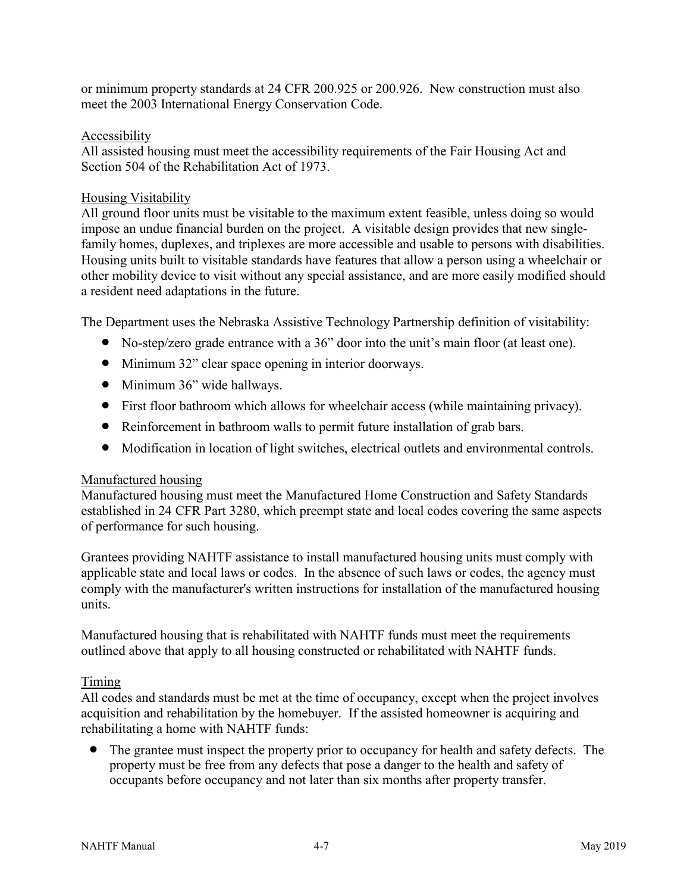or minimum property standards at 24 CFR 200.925 or 200.926. New construction must also meet the 2003 International Energy Conservation Code.

### Accessibility

All assisted housing must meet the accessibility requirements of the Fair Housing Act and Section 504 of the Rehabilitation Act of 1973.

### Housing Visitability

All ground floor units must be visitable to the maximum extent feasible, unless doing so would impose an undue financial burden on the project. A visitable design provides that new single-family homes, duplexes, and triplexes are more accessible and usable to persons with disabilities. Housing units built to visitable standards have features that allow a person using a wheelchair or other mobility device to visit without any special assistance, and are more easily modified should a resident need adaptations in the future.

The Department uses the Nebraska Assistive Technology Partnership definition of visitability:

- No-step/zero grade entrance with a 36" door into the unit's main floor (at least one).
- Minimum 32" clear space opening in interior doorways.
- Minimum 36" wide hallways.
- First floor bathroom which allows for wheelchair access (while maintaining privacy).
- Reinforcement in bathroom walls to permit future installation of grab bars.
- Modification in location of light switches, electrical outlets and environmental controls.

### Manufactured housing

Manufactured housing must meet the Manufactured Home Construction and Safety Standards established in 24 CFR Part 3280, which preempt state and local codes covering the same aspects of performance for such housing.

Grantees providing NAHTF assistance to install manufactured housing units must comply with applicable state and local laws or codes. In the absence of such laws or codes, the agency must comply with the manufacturer's written instructions for installation of the manufactured housing units.

Manufactured housing that is rehabilitated with NAHTF funds must meet the requirements outlined above that apply to all housing constructed or rehabilitated with NAHTF funds.

### Timing

All codes and standards must be met at the time of occupancy, except when the project involves acquisition and rehabilitation by the homebuyer. If the assisted homeowner is acquiring and rehabilitating a home with NAHTF funds:

- The grantee must inspect the property prior to occupancy for health and safety defects. The property must be free from any defects that pose a danger to the health and safety of occupants before occupancy and not later than six months after property transfer.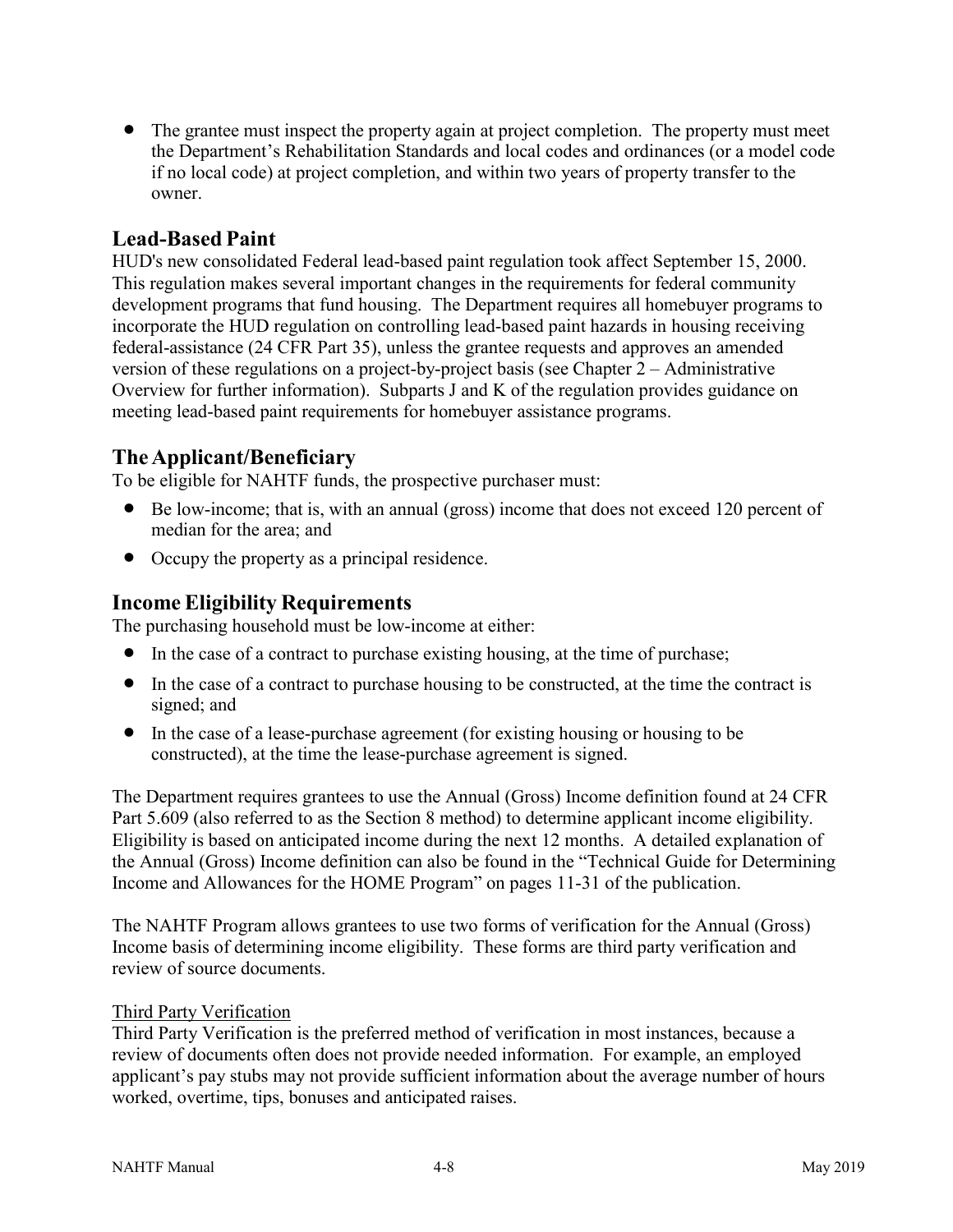- The grantee must inspect the property again at project completion. The property must meet the Department's Rehabilitation Standards and local codes and ordinances (or a model code if no local code) at project completion, and within two years of property transfer to the owner.

## Lead-Based Paint

HUD's new consolidated Federal lead-based paint regulation took affect September 15, 2000. This regulation makes several important changes in the requirements for federal community development programs that fund housing. The Department requires all homebuyer programs to incorporate the HUD regulation on controlling lead-based paint hazards in housing receiving federal-assistance (24 CFR Part 35), unless the grantee requests and approves an amended version of these regulations on a project-by-project basis (see Chapter 2 – Administrative Overview for further information). Subparts J and K of the regulation provides guidance on meeting lead-based paint requirements for homebuyer assistance programs.

## The Applicant/Beneficiary

To be eligible for NAHTF funds, the prospective purchaser must:

- Be low-income; that is, with an annual (gross) income that does not exceed 120 percent of median for the area; and
- Occupy the property as a principal residence.

## Income Eligibility Requirements

The purchasing household must be low-income at either:

- In the case of a contract to purchase existing housing, at the time of purchase;
- In the case of a contract to purchase housing to be constructed, at the time the contract is signed; and
- In the case of a lease-purchase agreement (for existing housing or housing to be constructed), at the time the lease-purchase agreement is signed.

The Department requires grantees to use the Annual (Gross) Income definition found at 24 CFR Part 5.609 (also referred to as the Section 8 method) to determine applicant income eligibility. Eligibility is based on anticipated income during the next 12 months. A detailed explanation of the Annual (Gross) Income definition can also be found in the "Technical Guide for Determining Income and Allowances for the HOME Program" on pages 11-31 of the publication.

The NAHTF Program allows grantees to use two forms of verification for the Annual (Gross) Income basis of determining income eligibility. These forms are third party verification and review of source documents.

<u>Third Party Verification</u>

Third Party Verification is the preferred method of verification in most instances, because a review of documents often does not provide needed information. For example, an employed applicant's pay stubs may not provide sufficient information about the average number of hours worked, overtime, tips, bonuses and anticipated raises.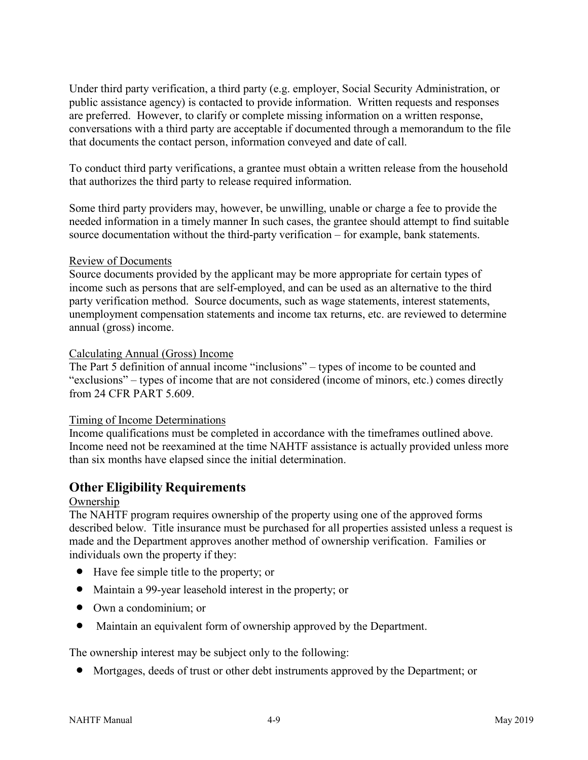Under third party verification, a third party (e.g. employer, Social Security Administration, or public assistance agency) is contacted to provide information. Written requests and responses are preferred. However, to clarify or complete missing information on a written response, conversations with a third party are acceptable if documented through a memorandum to the file that documents the contact person, information conveyed and date of call.

To conduct third party verifications, a grantee must obtain a written release from the household that authorizes the third party to release required information.

Some third party providers may, however, be unwilling, unable or charge a fee to provide the needed information in a timely manner In such cases, the grantee should attempt to find suitable source documentation without the third-party verification – for example, bank statements.

<u>Review of Documents</u>

Source documents provided by the applicant may be more appropriate for certain types of income such as persons that are self-employed, and can be used as an alternative to the third party verification method. Source documents, such as wage statements, interest statements, unemployment compensation statements and income tax returns, etc. are reviewed to determine annual (gross) income.

<u>Calculating Annual (Gross) Income</u>

The Part 5 definition of annual income "inclusions" – types of income to be counted and "exclusions" – types of income that are not considered (income of minors, etc.) comes directly from 24 CFR PART 5.609.

<u>Timing of Income Determinations</u>

Income qualifications must be completed in accordance with the timeframes outlined above. Income need not be reexamined at the time NAHTF assistance is actually provided unless more than six months have elapsed since the initial determination.

## Other Eligibility Requirements

<u>Ownership</u>

The NAHTF program requires ownership of the property using one of the approved forms described below. Title insurance must be purchased for all properties assisted unless a request is made and the Department approves another method of ownership verification. Families or individuals own the property if they:

- Have fee simple title to the property; or
- Maintain a 99-year leasehold interest in the property; or
- Own a condominium; or
- Maintain an equivalent form of ownership approved by the Department.

The ownership interest may be subject only to the following:

- Mortgages, deeds of trust or other debt instruments approved by the Department; or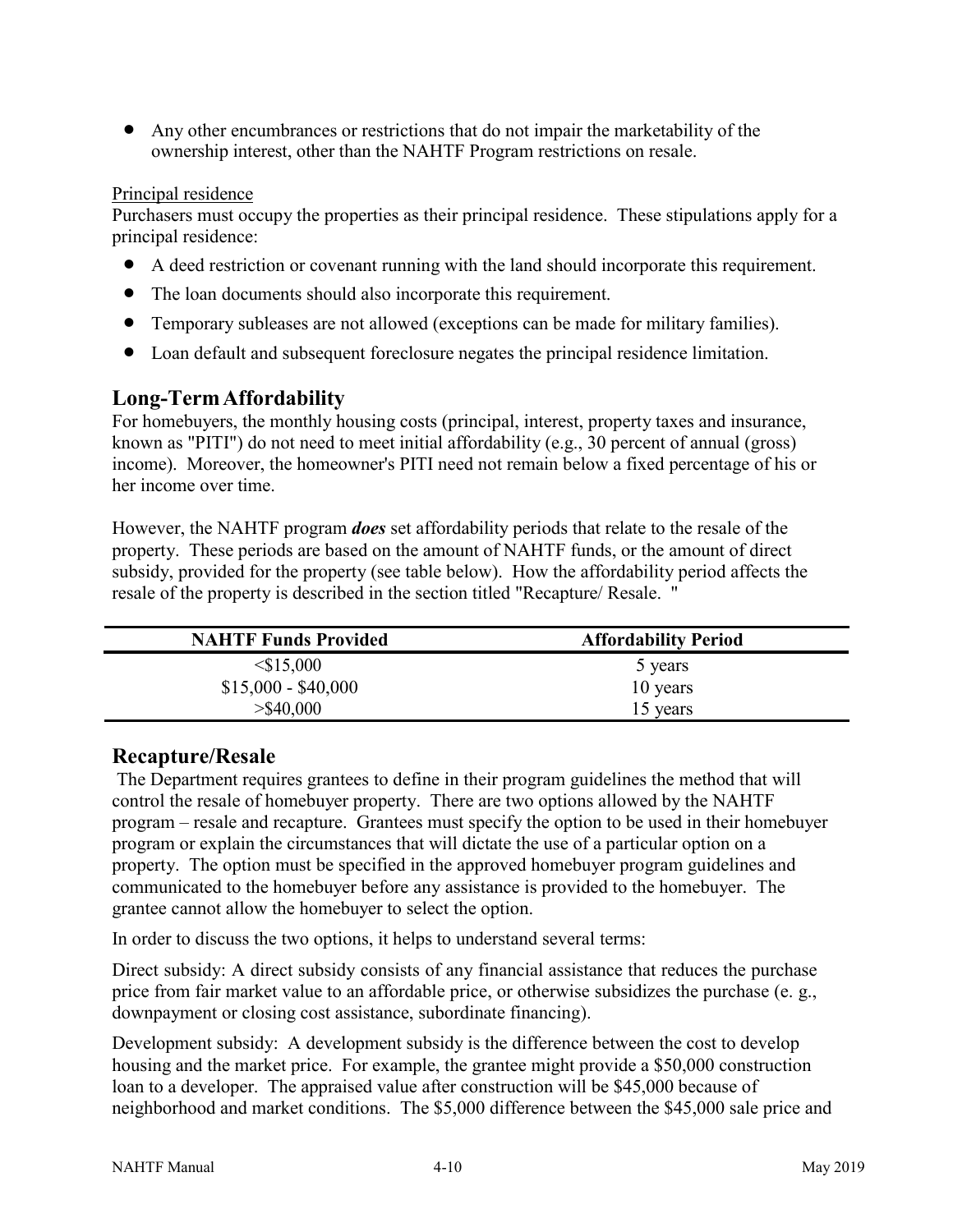- Any other encumbrances or restrictions that do not impair the marketability of the ownership interest, other than the NAHTF Program restrictions on resale.

Principal residence

Purchasers must occupy the properties as their principal residence. These stipulations apply for a principal residence:

- A deed restriction or covenant running with the land should incorporate this requirement.
- The loan documents should also incorporate this requirement.
- Temporary subleases are not allowed (exceptions can be made for military families).
- Loan default and subsequent foreclosure negates the principal residence limitation.

## Long-Term Affordability

For homebuyers, the monthly housing costs (principal, interest, property taxes and insurance, known as "PITI") do not need to meet initial affordability (e.g., 30 percent of annual (gross) income). Moreover, the homeowner's PITI need not remain below a fixed percentage of his or her income over time.

However, the NAHTF program ***does*** set affordability periods that relate to the resale of the property. These periods are based on the amount of NAHTF funds, or the amount of direct subsidy, provided for the property (see table below). How the affordability period affects the resale of the property is described in the section titled "Recapture/ Resale. "

| NAHTF Funds Provided | Affordability Period |
|---|---|
| <$15,000 | 5 years |
| $15,000 - $40,000 | 10 years |
| >$40,000 | 15 years |

## Recapture/Resale

The Department requires grantees to define in their program guidelines the method that will control the resale of homebuyer property. There are two options allowed by the NAHTF program – resale and recapture. Grantees must specify the option to be used in their homebuyer program or explain the circumstances that will dictate the use of a particular option on a property. The option must be specified in the approved homebuyer program guidelines and communicated to the homebuyer before any assistance is provided to the homebuyer. The grantee cannot allow the homebuyer to select the option.

In order to discuss the two options, it helps to understand several terms:

Direct subsidy: A direct subsidy consists of any financial assistance that reduces the purchase price from fair market value to an affordable price, or otherwise subsidizes the purchase (e. g., downpayment or closing cost assistance, subordinate financing).

Development subsidy: A development subsidy is the difference between the cost to develop housing and the market price. For example, the grantee might provide a $50,000 construction loan to a developer. The appraised value after construction will be $45,000 because of neighborhood and market conditions. The $5,000 difference between the $45,000 sale price and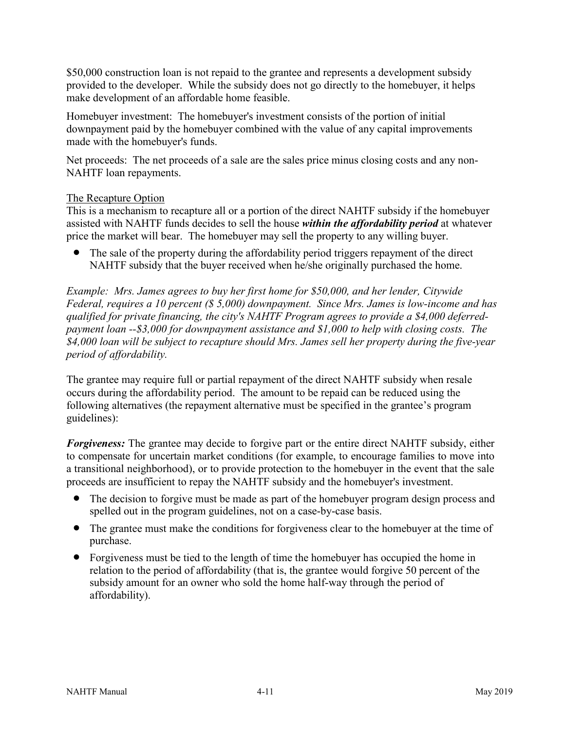$50,000 construction loan is not repaid to the grantee and represents a development subsidy provided to the developer. While the subsidy does not go directly to the homebuyer, it helps make development of an affordable home feasible.

Homebuyer investment: The homebuyer's investment consists of the portion of initial downpayment paid by the homebuyer combined with the value of any capital improvements made with the homebuyer's funds.

Net proceeds: The net proceeds of a sale are the sales price minus closing costs and any non-NAHTF loan repayments.

The Recapture Option

This is a mechanism to recapture all or a portion of the direct NAHTF subsidy if the homebuyer assisted with NAHTF funds decides to sell the house ***within the affordability period*** at whatever price the market will bear. The homebuyer may sell the property to any willing buyer.

- The sale of the property during the affordability period triggers repayment of the direct NAHTF subsidy that the buyer received when he/she originally purchased the home.

*Example: Mrs. James agrees to buy her first home for $50,000, and her lender, Citywide Federal, requires a 10 percent ($ 5,000) downpayment. Since Mrs. James is low-income and has qualified for private financing, the city's NAHTF Program agrees to provide a $4,000 deferred-payment loan --$3,000 for downpayment assistance and $1,000 to help with closing costs. The $4,000 loan will be subject to recapture should Mrs. James sell her property during the five-year period of affordability.*

The grantee may require full or partial repayment of the direct NAHTF subsidy when resale occurs during the affordability period. The amount to be repaid can be reduced using the following alternatives (the repayment alternative must be specified in the grantee's program guidelines):

***Forgiveness:*** The grantee may decide to forgive part or the entire direct NAHTF subsidy, either to compensate for uncertain market conditions (for example, to encourage families to move into a transitional neighborhood), or to provide protection to the homebuyer in the event that the sale proceeds are insufficient to repay the NAHTF subsidy and the homebuyer's investment.

- The decision to forgive must be made as part of the homebuyer program design process and spelled out in the program guidelines, not on a case-by-case basis.
- The grantee must make the conditions for forgiveness clear to the homebuyer at the time of purchase.
- Forgiveness must be tied to the length of time the homebuyer has occupied the home in relation to the period of affordability (that is, the grantee would forgive 50 percent of the subsidy amount for an owner who sold the home half-way through the period of affordability).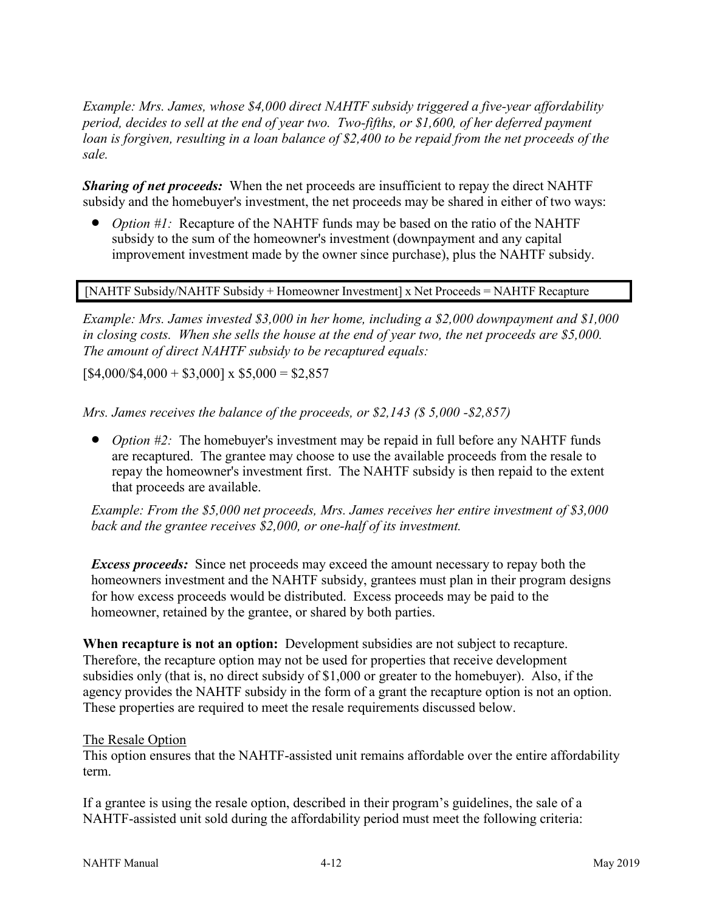*Example: Mrs. James, whose $4,000 direct NAHTF subsidy triggered a five-year affordability period, decides to sell at the end of year two. Two-fifths, or $1,600, of her deferred payment loan is forgiven, resulting in a loan balance of $2,400 to be repaid from the net proceeds of the sale.*

***Sharing of net proceeds:*** When the net proceeds are insufficient to repay the direct NAHTF subsidy and the homebuyer's investment, the net proceeds may be shared in either of two ways:

- *Option #1:* Recapture of the NAHTF funds may be based on the ratio of the NAHTF subsidy to the sum of the homeowner's investment (downpayment and any capital improvement investment made by the owner since purchase), plus the NAHTF subsidy.

| [NAHTF Subsidy/NAHTF Subsidy + Homeowner Investment] x Net Proceeds = NAHTF Recapture |
|---|

*Example: Mrs. James invested $3,000 in her home, including a $2,000 downpayment and $1,000 in closing costs. When she sells the house at the end of year two, the net proceeds are $5,000. The amount of direct NAHTF subsidy to be recaptured equals:*

[$4,000/$4,000 + $3,000] x $5,000 = $2,857

*Mrs. James receives the balance of the proceeds, or $2,143 ($ 5,000 -$2,857)*

- *Option #2:* The homebuyer's investment may be repaid in full before any NAHTF funds are recaptured. The grantee may choose to use the available proceeds from the resale to repay the homeowner's investment first. The NAHTF subsidy is then repaid to the extent that proceeds are available.

  *Example: From the $5,000 net proceeds, Mrs. James receives her entire investment of $3,000 back and the grantee receives $2,000, or one-half of its investment.*

***Excess proceeds:*** Since net proceeds may exceed the amount necessary to repay both the homeowners investment and the NAHTF subsidy, grantees must plan in their program designs for how excess proceeds would be distributed. Excess proceeds may be paid to the homeowner, retained by the grantee, or shared by both parties.

**When recapture is not an option:** Development subsidies are not subject to recapture. Therefore, the recapture option may not be used for properties that receive development subsidies only (that is, no direct subsidy of $1,000 or greater to the homebuyer). Also, if the agency provides the NAHTF subsidy in the form of a grant the recapture option is not an option. These properties are required to meet the resale requirements discussed below.

<u>The Resale Option</u>

This option ensures that the NAHTF-assisted unit remains affordable over the entire affordability term.

If a grantee is using the resale option, described in their program's guidelines, the sale of a NAHTF-assisted unit sold during the affordability period must meet the following criteria: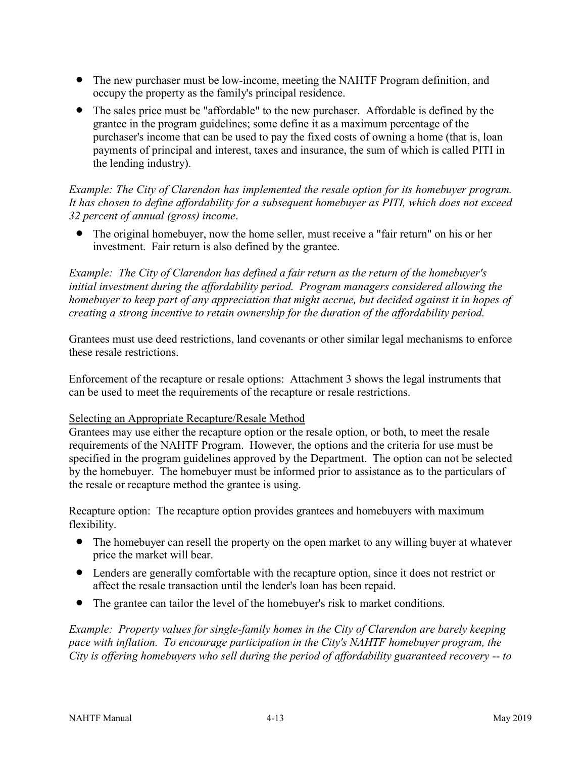- The new purchaser must be low-income, meeting the NAHTF Program definition, and occupy the property as the family's principal residence.
- The sales price must be "affordable" to the new purchaser. Affordable is defined by the grantee in the program guidelines; some define it as a maximum percentage of the purchaser's income that can be used to pay the fixed costs of owning a home (that is, loan payments of principal and interest, taxes and insurance, the sum of which is called PITI in the lending industry).

*Example: The City of Clarendon has implemented the resale option for its homebuyer program. It has chosen to define affordability for a subsequent homebuyer as PITI, which does not exceed 32 percent of annual (gross) income.*

- The original homebuyer, now the home seller, must receive a "fair return" on his or her investment. Fair return is also defined by the grantee.

*Example: The City of Clarendon has defined a fair return as the return of the homebuyer's initial investment during the affordability period. Program managers considered allowing the homebuyer to keep part of any appreciation that might accrue, but decided against it in hopes of creating a strong incentive to retain ownership for the duration of the affordability period.*

Grantees must use deed restrictions, land covenants or other similar legal mechanisms to enforce these resale restrictions.

Enforcement of the recapture or resale options: Attachment 3 shows the legal instruments that can be used to meet the requirements of the recapture or resale restrictions.

Selecting an Appropriate Recapture/Resale Method

Grantees may use either the recapture option or the resale option, or both, to meet the resale requirements of the NAHTF Program. However, the options and the criteria for use must be specified in the program guidelines approved by the Department. The option can not be selected by the homebuyer. The homebuyer must be informed prior to assistance as to the particulars of the resale or recapture method the grantee is using.

Recapture option: The recapture option provides grantees and homebuyers with maximum flexibility.

- The homebuyer can resell the property on the open market to any willing buyer at whatever price the market will bear.
- Lenders are generally comfortable with the recapture option, since it does not restrict or affect the resale transaction until the lender's loan has been repaid.
- The grantee can tailor the level of the homebuyer's risk to market conditions.

*Example: Property values for single-family homes in the City of Clarendon are barely keeping pace with inflation. To encourage participation in the City's NAHTF homebuyer program, the City is offering homebuyers who sell during the period of affordability guaranteed recovery -- to*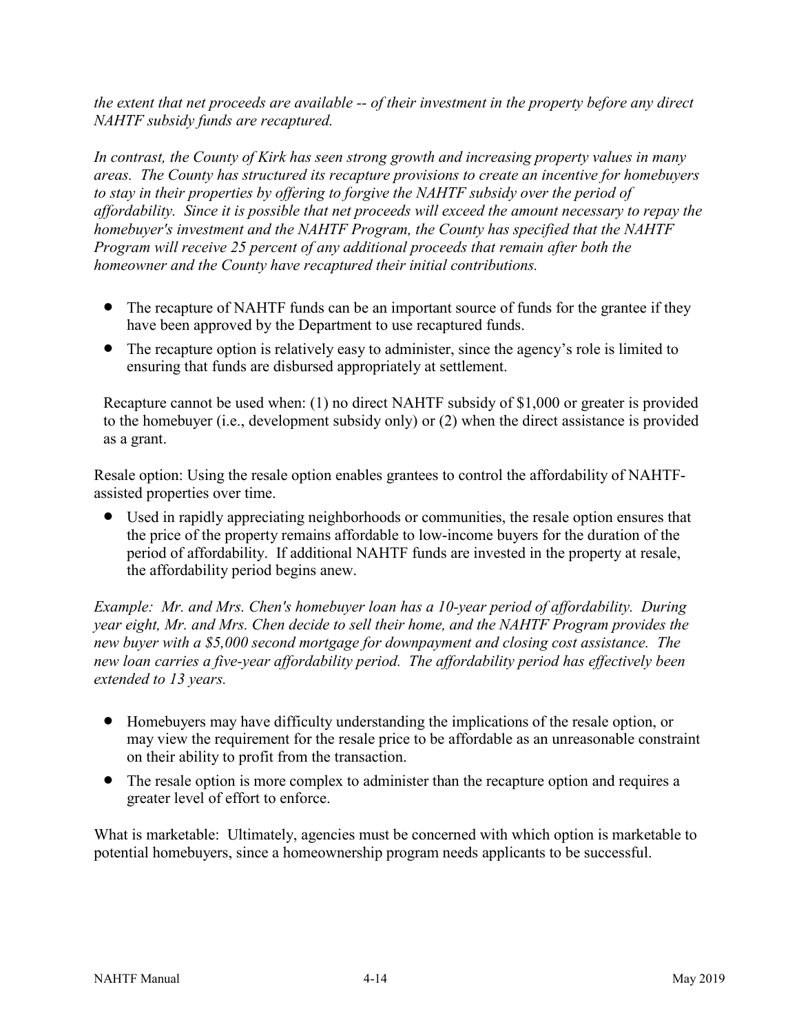*the extent that net proceeds are available -- of their investment in the property before any direct NAHTF subsidy funds are recaptured.*

*In contrast, the County of Kirk has seen strong growth and increasing property values in many areas. The County has structured its recapture provisions to create an incentive for homebuyers to stay in their properties by offering to forgive the NAHTF subsidy over the period of affordability. Since it is possible that net proceeds will exceed the amount necessary to repay the homebuyer's investment and the NAHTF Program, the County has specified that the NAHTF Program will receive 25 percent of any additional proceeds that remain after both the homeowner and the County have recaptured their initial contributions.*

- The recapture of NAHTF funds can be an important source of funds for the grantee if they have been approved by the Department to use recaptured funds.
- The recapture option is relatively easy to administer, since the agency's role is limited to ensuring that funds are disbursed appropriately at settlement.

Recapture cannot be used when: (1) no direct NAHTF subsidy of $1,000 or greater is provided to the homebuyer (i.e., development subsidy only) or (2) when the direct assistance is provided as a grant.

Resale option: Using the resale option enables grantees to control the affordability of NAHTF-assisted properties over time.

- Used in rapidly appreciating neighborhoods or communities, the resale option ensures that the price of the property remains affordable to low-income buyers for the duration of the period of affordability. If additional NAHTF funds are invested in the property at resale, the affordability period begins anew.

*Example: Mr. and Mrs. Chen's homebuyer loan has a 10-year period of affordability. During year eight, Mr. and Mrs. Chen decide to sell their home, and the NAHTF Program provides the new buyer with a $5,000 second mortgage for downpayment and closing cost assistance. The new loan carries a five-year affordability period. The affordability period has effectively been extended to 13 years.*

- Homebuyers may have difficulty understanding the implications of the resale option, or may view the requirement for the resale price to be affordable as an unreasonable constraint on their ability to profit from the transaction.
- The resale option is more complex to administer than the recapture option and requires a greater level of effort to enforce.

What is marketable: Ultimately, agencies must be concerned with which option is marketable to potential homebuyers, since a homeownership program needs applicants to be successful.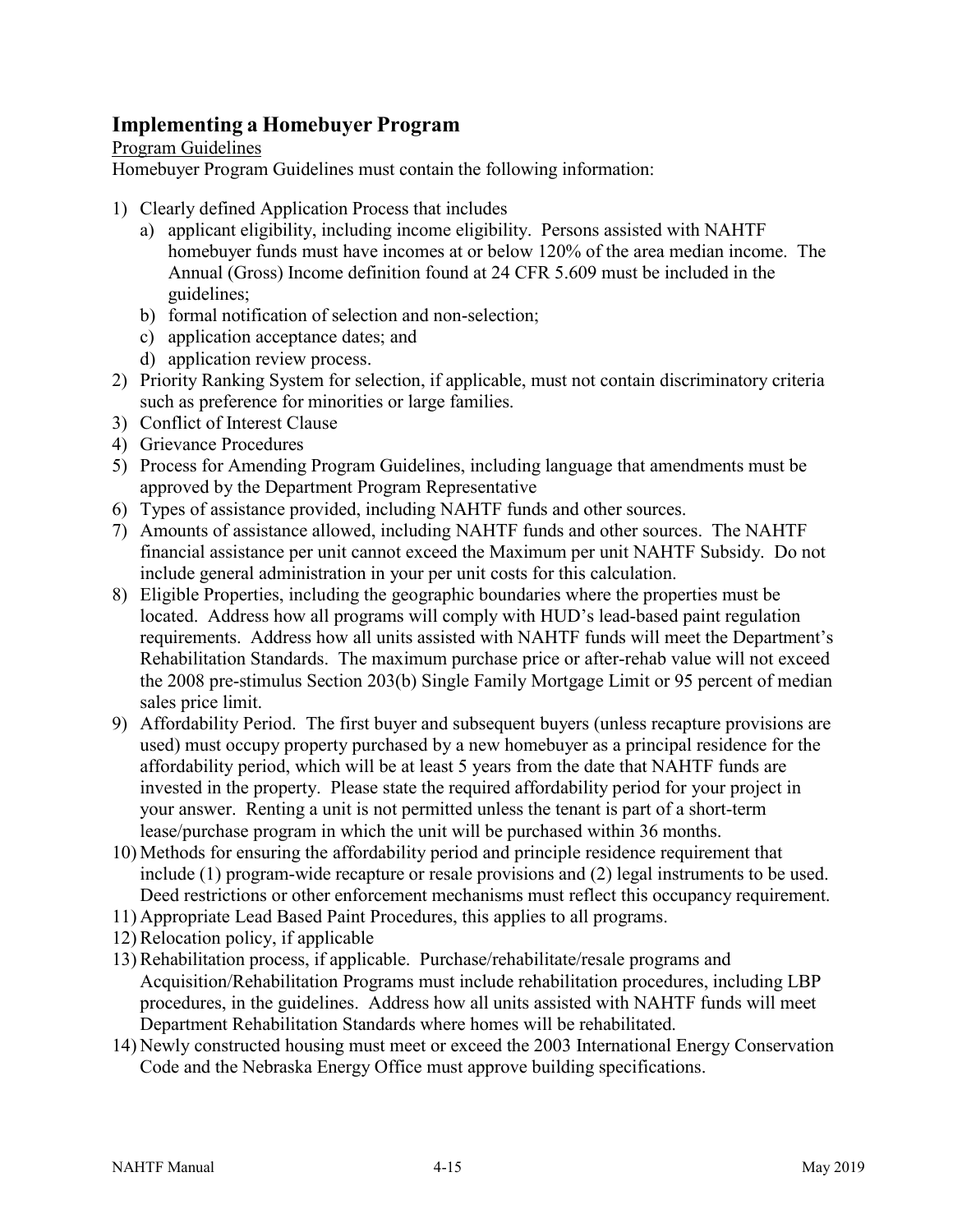## Implementing a Homebuyer Program

Program Guidelines

Homebuyer Program Guidelines must contain the following information:

1) Clearly defined Application Process that includes
   a) applicant eligibility, including income eligibility. Persons assisted with NAHTF homebuyer funds must have incomes at or below 120% of the area median income. The Annual (Gross) Income definition found at 24 CFR 5.609 must be included in the guidelines;
   b) formal notification of selection and non-selection;
   c) application acceptance dates; and
   d) application review process.
2) Priority Ranking System for selection, if applicable, must not contain discriminatory criteria such as preference for minorities or large families.
3) Conflict of Interest Clause
4) Grievance Procedures
5) Process for Amending Program Guidelines, including language that amendments must be approved by the Department Program Representative
6) Types of assistance provided, including NAHTF funds and other sources.
7) Amounts of assistance allowed, including NAHTF funds and other sources. The NAHTF financial assistance per unit cannot exceed the Maximum per unit NAHTF Subsidy. Do not include general administration in your per unit costs for this calculation.
8) Eligible Properties, including the geographic boundaries where the properties must be located. Address how all programs will comply with HUD's lead-based paint regulation requirements. Address how all units assisted with NAHTF funds will meet the Department's Rehabilitation Standards. The maximum purchase price or after-rehab value will not exceed the 2008 pre-stimulus Section 203(b) Single Family Mortgage Limit or 95 percent of median sales price limit.
9) Affordability Period. The first buyer and subsequent buyers (unless recapture provisions are used) must occupy property purchased by a new homebuyer as a principal residence for the affordability period, which will be at least 5 years from the date that NAHTF funds are invested in the property. Please state the required affordability period for your project in your answer. Renting a unit is not permitted unless the tenant is part of a short-term lease/purchase program in which the unit will be purchased within 36 months.
10) Methods for ensuring the affordability period and principle residence requirement that include (1) program-wide recapture or resale provisions and (2) legal instruments to be used. Deed restrictions or other enforcement mechanisms must reflect this occupancy requirement.
11) Appropriate Lead Based Paint Procedures, this applies to all programs.
12) Relocation policy, if applicable
13) Rehabilitation process, if applicable. Purchase/rehabilitate/resale programs and Acquisition/Rehabilitation Programs must include rehabilitation procedures, including LBP procedures, in the guidelines. Address how all units assisted with NAHTF funds will meet Department Rehabilitation Standards where homes will be rehabilitated.
14) Newly constructed housing must meet or exceed the 2003 International Energy Conservation Code and the Nebraska Energy Office must approve building specifications.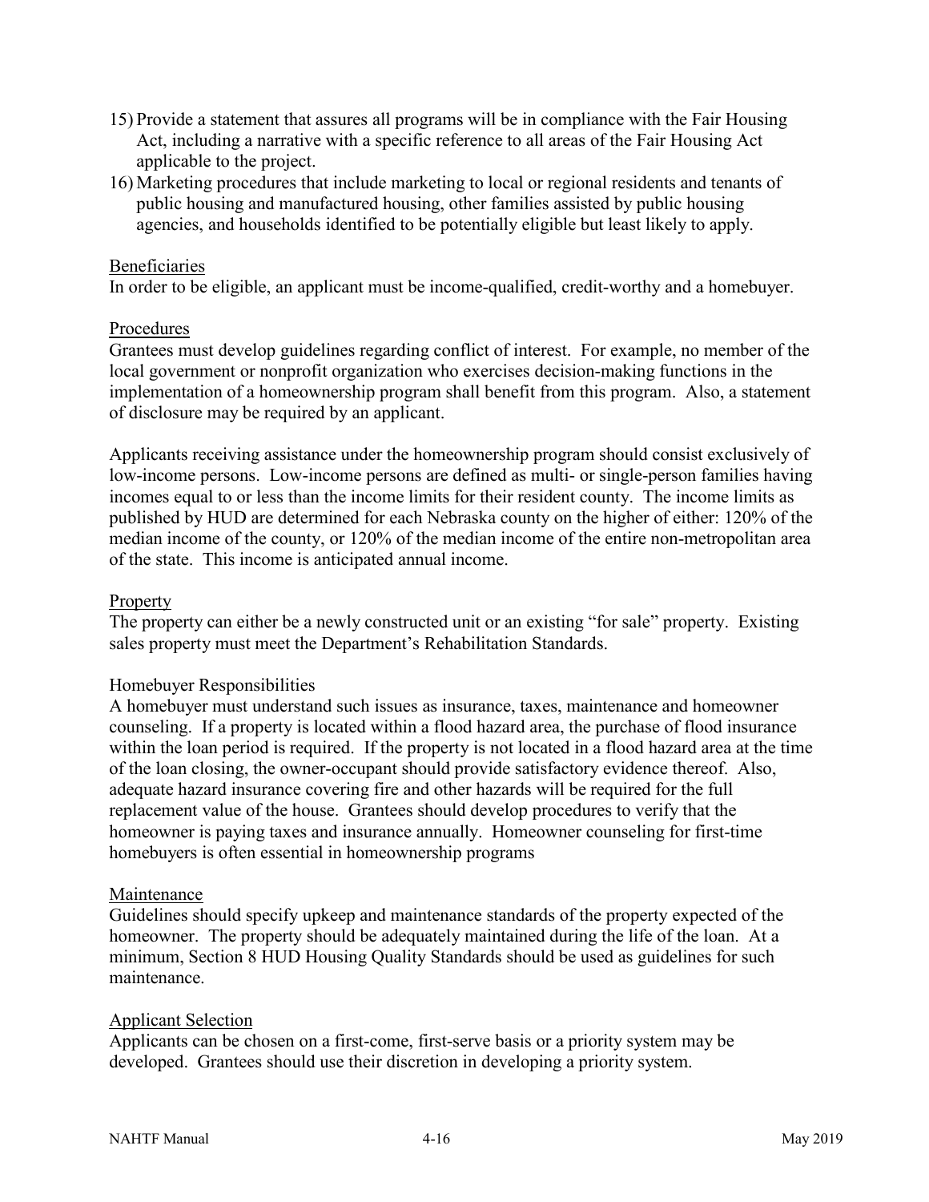15) Provide a statement that assures all programs will be in compliance with the Fair Housing Act, including a narrative with a specific reference to all areas of the Fair Housing Act applicable to the project.
16) Marketing procedures that include marketing to local or regional residents and tenants of public housing and manufactured housing, other families assisted by public housing agencies, and households identified to be potentially eligible but least likely to apply.

### Beneficiaries

In order to be eligible, an applicant must be income-qualified, credit-worthy and a homebuyer.

### Procedures

Grantees must develop guidelines regarding conflict of interest. For example, no member of the local government or nonprofit organization who exercises decision-making functions in the implementation of a homeownership program shall benefit from this program. Also, a statement of disclosure may be required by an applicant.

Applicants receiving assistance under the homeownership program should consist exclusively of low-income persons. Low-income persons are defined as multi- or single-person families having incomes equal to or less than the income limits for their resident county. The income limits as published by HUD are determined for each Nebraska county on the higher of either: 120% of the median income of the county, or 120% of the median income of the entire non-metropolitan area of the state. This income is anticipated annual income.

### Property

The property can either be a newly constructed unit or an existing "for sale" property. Existing sales property must meet the Department's Rehabilitation Standards.

### Homebuyer Responsibilities

A homebuyer must understand such issues as insurance, taxes, maintenance and homeowner counseling. If a property is located within a flood hazard area, the purchase of flood insurance within the loan period is required. If the property is not located in a flood hazard area at the time of the loan closing, the owner-occupant should provide satisfactory evidence thereof. Also, adequate hazard insurance covering fire and other hazards will be required for the full replacement value of the house. Grantees should develop procedures to verify that the homeowner is paying taxes and insurance annually. Homeowner counseling for first-time homebuyers is often essential in homeownership programs

### Maintenance

Guidelines should specify upkeep and maintenance standards of the property expected of the homeowner. The property should be adequately maintained during the life of the loan. At a minimum, Section 8 HUD Housing Quality Standards should be used as guidelines for such maintenance.

### Applicant Selection

Applicants can be chosen on a first-come, first-serve basis or a priority system may be developed. Grantees should use their discretion in developing a priority system.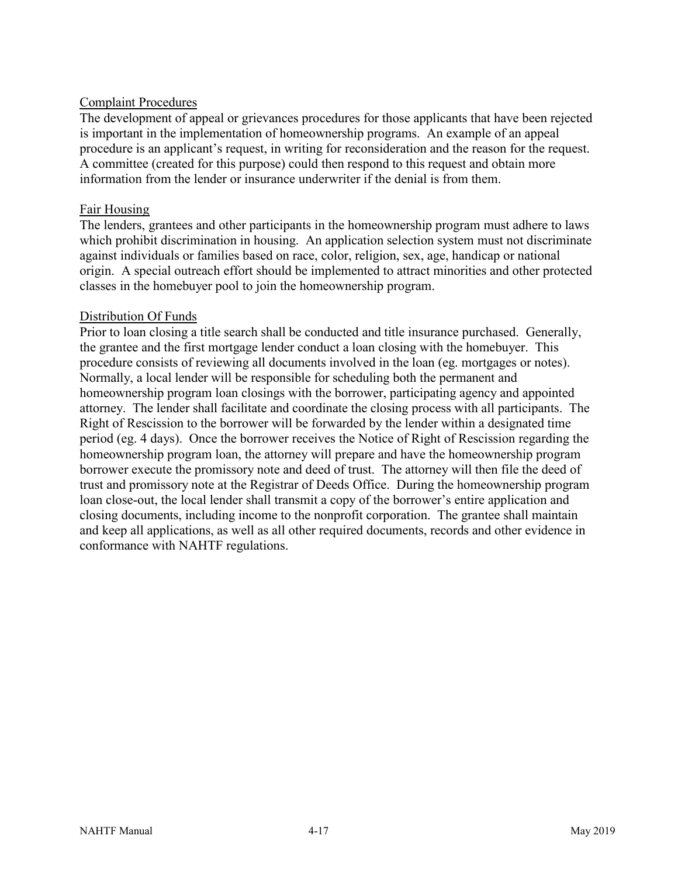<u>Complaint Procedures</u>

The development of appeal or grievances procedures for those applicants that have been rejected is important in the implementation of homeownership programs. An example of an appeal procedure is an applicant's request, in writing for reconsideration and the reason for the request. A committee (created for this purpose) could then respond to this request and obtain more information from the lender or insurance underwriter if the denial is from them.

<u>Fair Housing</u>

The lenders, grantees and other participants in the homeownership program must adhere to laws which prohibit discrimination in housing. An application selection system must not discriminate against individuals or families based on race, color, religion, sex, age, handicap or national origin. A special outreach effort should be implemented to attract minorities and other protected classes in the homebuyer pool to join the homeownership program.

<u>Distribution Of Funds</u>

Prior to loan closing a title search shall be conducted and title insurance purchased. Generally, the grantee and the first mortgage lender conduct a loan closing with the homebuyer. This procedure consists of reviewing all documents involved in the loan (eg. mortgages or notes). Normally, a local lender will be responsible for scheduling both the permanent and homeownership program loan closings with the borrower, participating agency and appointed attorney. The lender shall facilitate and coordinate the closing process with all participants. The Right of Rescission to the borrower will be forwarded by the lender within a designated time period (eg. 4 days). Once the borrower receives the Notice of Right of Rescission regarding the homeownership program loan, the attorney will prepare and have the homeownership program borrower execute the promissory note and deed of trust. The attorney will then file the deed of trust and promissory note at the Registrar of Deeds Office. During the homeownership program loan close-out, the local lender shall transmit a copy of the borrower's entire application and closing documents, including income to the nonprofit corporation. The grantee shall maintain and keep all applications, as well as all other required documents, records and other evidence in conformance with NAHTF regulations.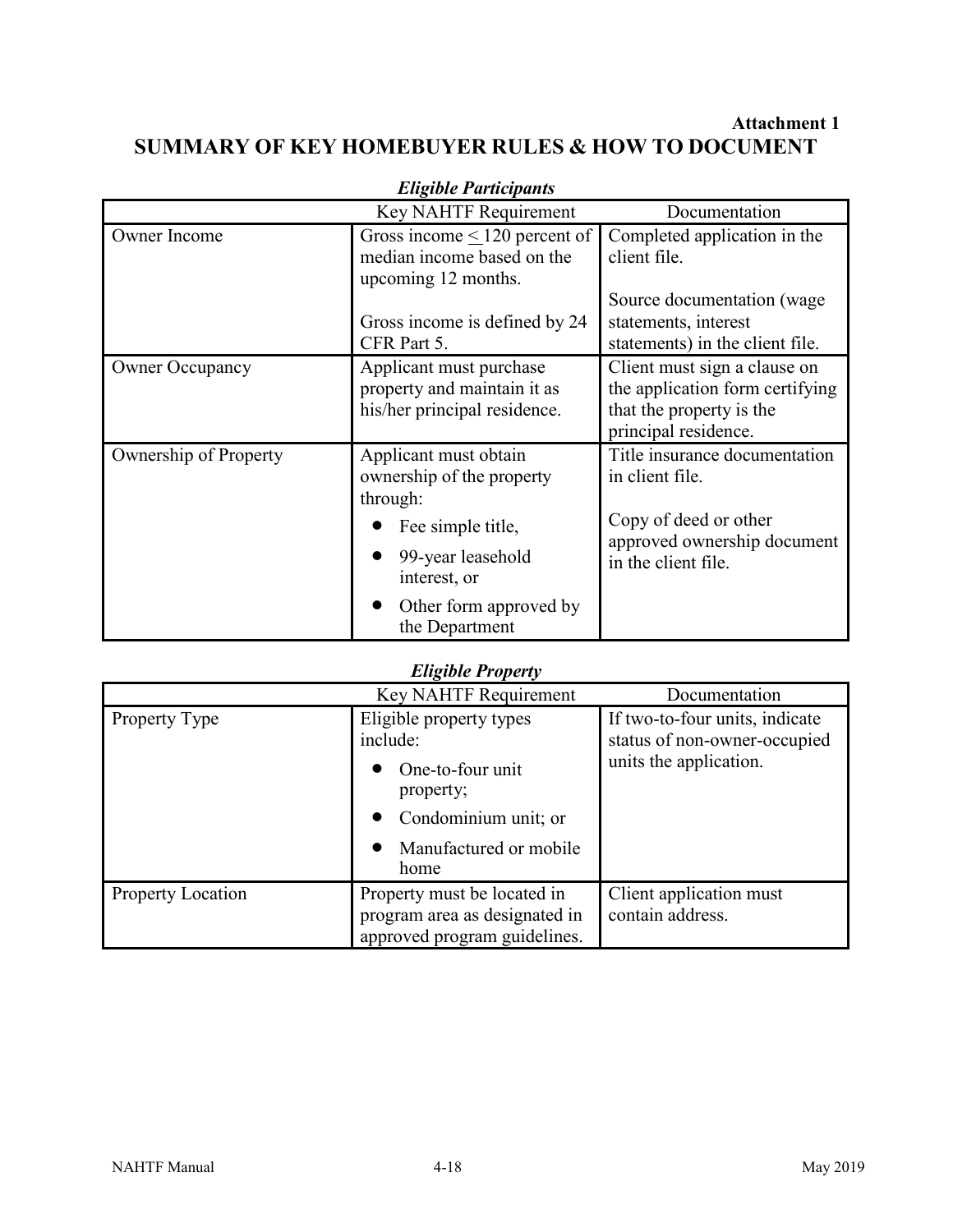**Attachment 1**

# SUMMARY OF KEY HOMEBUYER RULES & HOW TO DOCUMENT

***Eligible Participants***

| | Key NAHTF Requirement | Documentation |
|---|---|---|
| Owner Income | Gross income ≤ 120 percent of median income based on the upcoming 12 months.<br><br>Gross income is defined by 24 CFR Part 5. | Completed application in the client file.<br><br>Source documentation (wage statements, interest statements) in the client file. |
| Owner Occupancy | Applicant must purchase property and maintain it as his/her principal residence. | Client must sign a clause on the application form certifying that the property is the principal residence. |
| Ownership of Property | Applicant must obtain ownership of the property through:<br>• Fee simple title,<br>• 99-year leasehold interest, or<br>• Other form approved by the Department | Title insurance documentation in client file.<br><br>Copy of deed or other approved ownership document in the client file. |

***Eligible Property***

| | Key NAHTF Requirement | Documentation |
|---|---|---|
| Property Type | Eligible property types include:<br>• One-to-four unit property;<br>• Condominium unit; or<br>• Manufactured or mobile home | If two-to-four units, indicate status of non-owner-occupied units the application. |
| Property Location | Property must be located in program area as designated in approved program guidelines. | Client application must contain address. |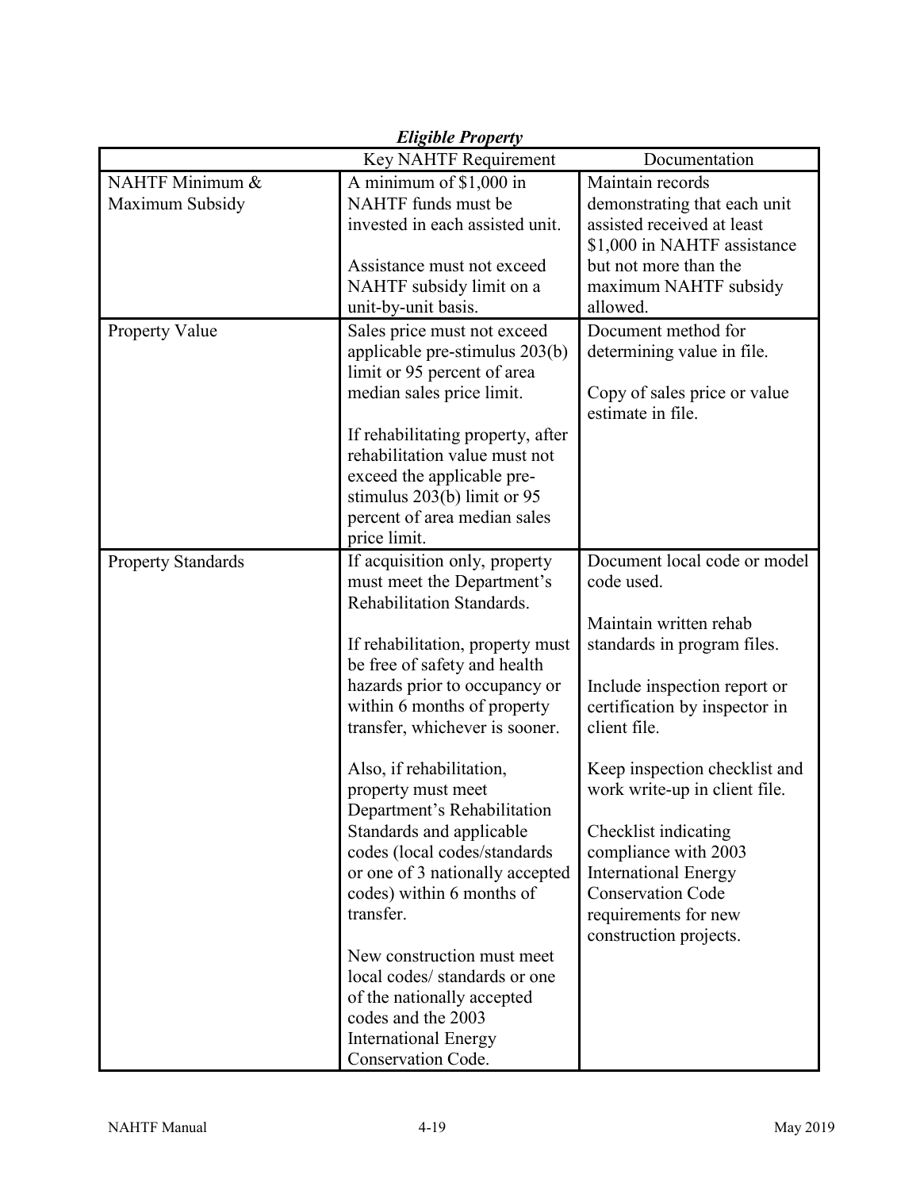***Eligible Property***

| | Key NAHTF Requirement | Documentation |
|---|---|---|
| NAHTF Minimum & Maximum Subsidy | A minimum of $1,000 in NAHTF funds must be invested in each assisted unit.<br><br>Assistance must not exceed NAHTF subsidy limit on a unit-by-unit basis. | Maintain records demonstrating that each unit assisted received at least $1,000 in NAHTF assistance but not more than the maximum NAHTF subsidy allowed. |
| Property Value | Sales price must not exceed applicable pre-stimulus 203(b) limit or 95 percent of area median sales price limit.<br><br>If rehabilitating property, after rehabilitation value must not exceed the applicable pre-stimulus 203(b) limit or 95 percent of area median sales price limit. | Document method for determining value in file.<br><br>Copy of sales price or value estimate in file. |
| Property Standards | If acquisition only, property must meet the Department's Rehabilitation Standards.<br><br>If rehabilitation, property must be free of safety and health hazards prior to occupancy or within 6 months of property transfer, whichever is sooner.<br><br>Also, if rehabilitation, property must meet Department's Rehabilitation Standards and applicable codes (local codes/standards or one of 3 nationally accepted codes) within 6 months of transfer.<br><br>New construction must meet local codes/ standards or one of the nationally accepted codes and the 2003 International Energy Conservation Code. | Document local code or model code used.<br><br>Maintain written rehab standards in program files.<br><br>Include inspection report or certification by inspector in client file.<br><br>Keep inspection checklist and work write-up in client file.<br><br>Checklist indicating compliance with 2003 International Energy Conservation Code requirements for new construction projects. |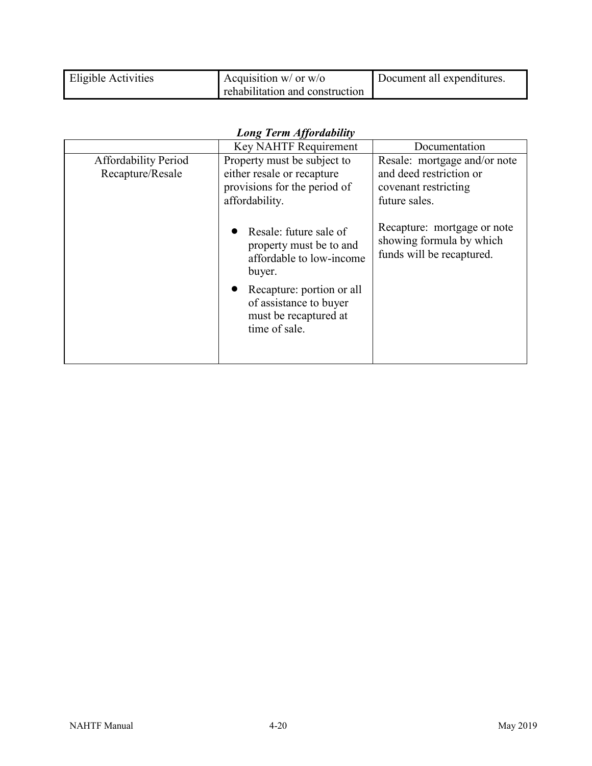| | | |
|---|---|---|
| Eligible Activities | Acquisition w/ or w/o rehabilitation and construction | Document all expenditures. |

***Long Term Affordability***

| | Key NAHTF Requirement | Documentation |
|---|---|---|
| Affordability Period Recapture/Resale | Property must be subject to either resale or recapture provisions for the period of affordability.<br><br>• Resale: future sale of property must be to and affordable to low-income buyer.<br>• Recapture: portion or all of assistance to buyer must be recaptured at time of sale. | Resale: mortgage and/or note and deed restriction or covenant restricting future sales.<br><br>Recapture: mortgage or note showing formula by which funds will be recaptured. |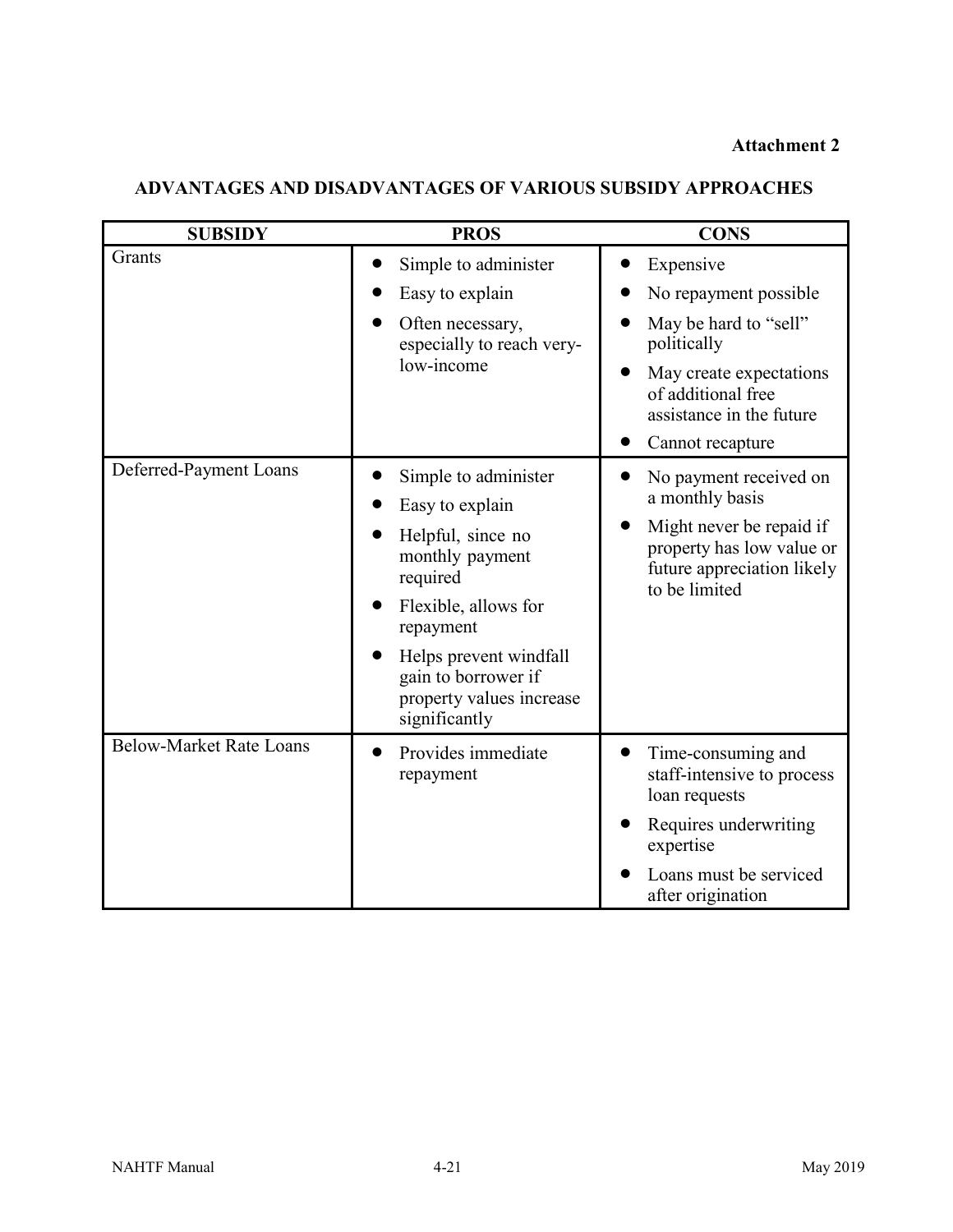**Attachment 2**

## ADVANTAGES AND DISADVANTAGES OF VARIOUS SUBSIDY APPROACHES

| SUBSIDY | PROS | CONS |
|---|---|---|
| Grants | • Simple to administer<br>• Easy to explain<br>• Often necessary, especially to reach very-low-income | • Expensive<br>• No repayment possible<br>• May be hard to "sell" politically<br>• May create expectations of additional free assistance in the future<br>• Cannot recapture |
| Deferred-Payment Loans | • Simple to administer<br>• Easy to explain<br>• Helpful, since no monthly payment required<br>• Flexible, allows for repayment<br>• Helps prevent windfall gain to borrower if property values increase significantly | • No payment received on a monthly basis<br>• Might never be repaid if property has low value or future appreciation likely to be limited |
| Below-Market Rate Loans | • Provides immediate repayment | • Time-consuming and staff-intensive to process loan requests<br>• Requires underwriting expertise<br>• Loans must be serviced after origination |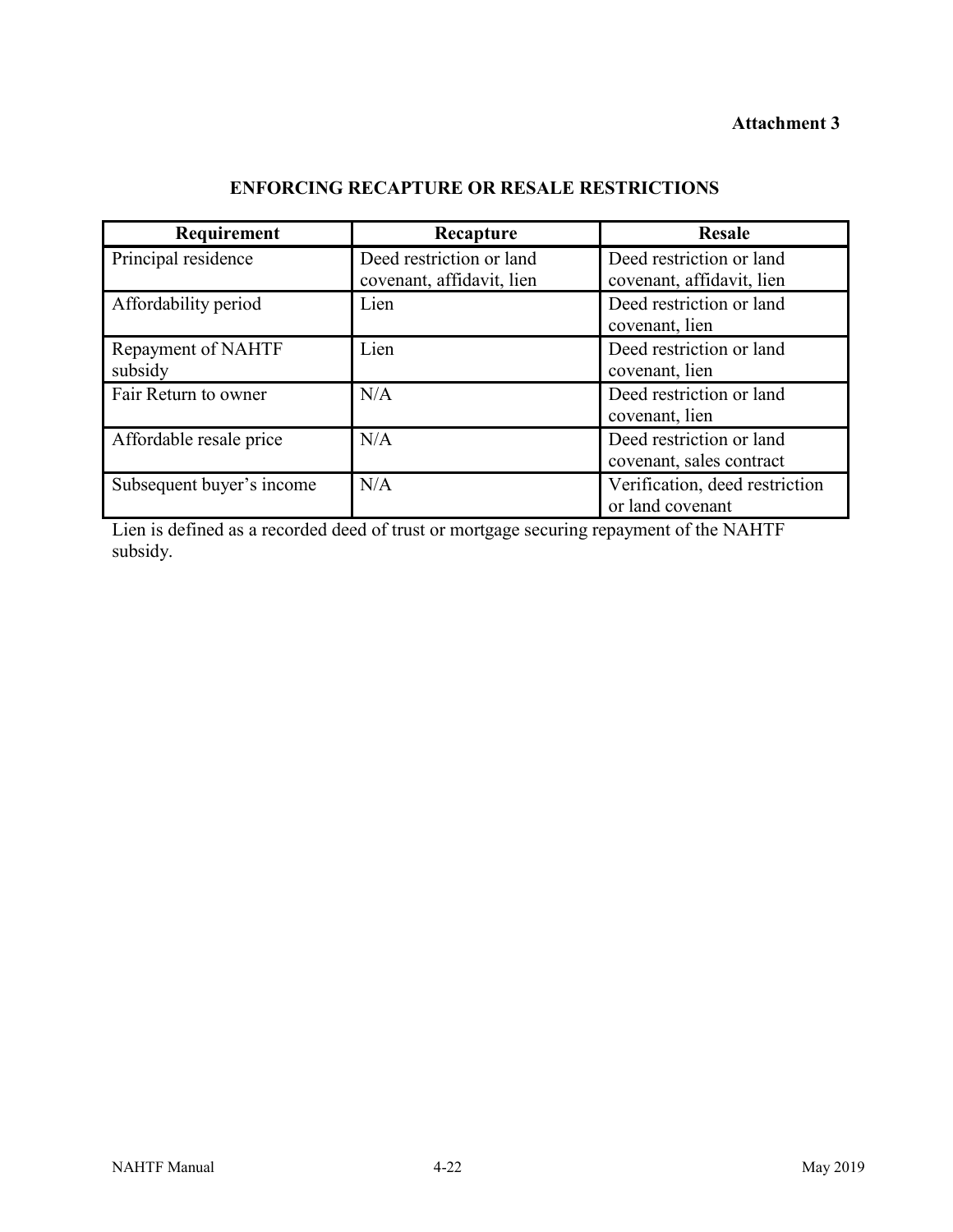**Attachment 3**

## ENFORCING RECAPTURE OR RESALE RESTRICTIONS

| Requirement | Recapture | Resale |
|---|---|---|
| Principal residence | Deed restriction or land covenant, affidavit, lien | Deed restriction or land covenant, affidavit, lien |
| Affordability period | Lien | Deed restriction or land covenant, lien |
| Repayment of NAHTF subsidy | Lien | Deed restriction or land covenant, lien |
| Fair Return to owner | N/A | Deed restriction or land covenant, lien |
| Affordable resale price | N/A | Deed restriction or land covenant, sales contract |
| Subsequent buyer's income | N/A | Verification, deed restriction or land covenant |

Lien is defined as a recorded deed of trust or mortgage securing repayment of the NAHTF subsidy.